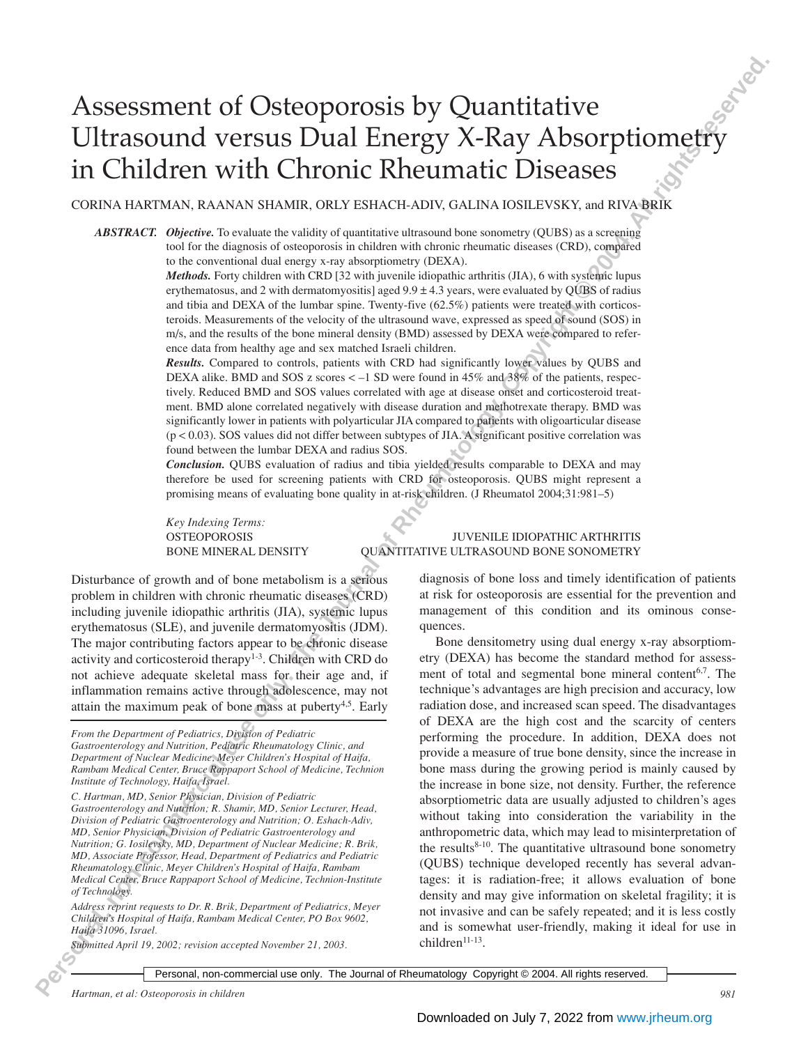# Assessment of Osteoporosis by Quantitative Ultrasound versus Dual Energy X-Ray Absorptiometry in Children with Chronic Rheumatic Diseases

CORINA HARTMAN, RAANAN SHAMIR, ORLY ESHACH-ADIV, GALINA IOSILEVSKY, and RIVA BRIK

***ABSTRACT.*** ***Objective.*** To evaluate the validity of quantitative ultrasound bone sonometry (QUBS) as a screening tool for the diagnosis of osteoporosis in children with chronic rheumatic diseases (CRD), compared to the conventional dual energy x-ray absorptiometry (DEXA).

***Methods.*** Forty children with CRD [32 with juvenile idiopathic arthritis (JIA), 6 with systemic lupus erythematosus, and 2 with dermatomyositis] aged 9.9 ± 4.3 years, were evaluated by QUBS of radius and tibia and DEXA of the lumbar spine. Twenty-five (62.5%) patients were treated with corticosteroids. Measurements of the velocity of the ultrasound wave, expressed as speed of sound (SOS) in m/s, and the results of the bone mineral density (BMD) assessed by DEXA were compared to reference data from healthy age and sex matched Israeli children.

***Results.*** Compared to controls, patients with CRD had significantly lower values by QUBS and DEXA alike. BMD and SOS z scores < –1 SD were found in 45% and 38% of the patients, respectively. Reduced BMD and SOS values correlated with age at disease onset and corticosteroid treatment. BMD alone correlated negatively with disease duration and methotrexate therapy. BMD was significantly lower in patients with polyarticular JIA compared to patients with oligoarticular disease ($p < 0.03$). SOS values did not differ between subtypes of JIA. A significant positive correlation was found between the lumbar DEXA and radius SOS.

***Conclusion.*** QUBS evaluation of radius and tibia yielded results comparable to DEXA and may therefore be used for screening patients with CRD for osteoporosis. QUBS might represent a promising means of evaluating bone quality in at-risk children. (J Rheumatol 2004;31:981–5)

*Key Indexing Terms:*
OSTEOPOROSIS
BONE MINERAL DENSITY
JUVENILE IDIOPATHIC ARTHRITIS
QUANTITATIVE ULTRASOUND BONE SONOMETRY

Disturbance of growth and of bone metabolism is a serious problem in children with chronic rheumatic diseases (CRD) including juvenile idiopathic arthritis (JIA), systemic lupus erythematosus (SLE), and juvenile dermatomyositis (JDM). The major contributing factors appear to be chronic disease activity and corticosteroid therapy[1-3]. Children with CRD do not achieve adequate skeletal mass for their age and, if inflammation remains active through adolescence, may not attain the maximum peak of bone mass at puberty[4,5]. Early diagnosis of bone loss and timely identification of patients at risk for osteoporosis are essential for the prevention and management of this condition and its ominous consequences.

Bone densitometry using dual energy x-ray absorptiometry (DEXA) has become the standard method for assessment of total and segmental bone mineral content[6,7]. The technique's advantages are high precision and accuracy, low radiation dose, and increased scan speed. The disadvantages of DEXA are the high cost and the scarcity of centers performing the procedure. In addition, DEXA does not provide a measure of true bone density, since the increase in bone mass during the growing period is mainly caused by the increase in bone size, not density. Further, the reference absorptiometric data are usually adjusted to children's ages without taking into consideration the variability in the anthropometric data, which may lead to misinterpretation of the results[8-10]. The quantitative ultrasound bone sonometry (QUBS) technique developed recently has several advantages: it is radiation-free; it allows evaluation of bone density and may give information on skeletal fragility; it is not invasive and can be safely repeated; and it is less costly and is somewhat user-friendly, making it ideal for use in children[11-13].

*From the Department of Pediatrics, Division of Pediatric Gastroenterology and Nutrition, Pediatric Rheumatology Clinic, and Department of Nuclear Medicine, Meyer Children's Hospital of Haifa, Rambam Medical Center, Bruce Rappaport School of Medicine, Technion Institute of Technology, Haifa, Israel.*

*C. Hartman, MD, Senior Physician, Division of Pediatric Gastroenterology and Nutrition; R. Shamir, MD, Senior Lecturer, Head, Division of Pediatric Gastroenterology and Nutrition; O. Eshach-Adiv, MD, Senior Physician, Division of Pediatric Gastroenterology and Nutrition; G. Iosilevsky, MD, Department of Nuclear Medicine; R. Brik, MD, Associate Professor, Head, Department of Pediatrics and Pediatric Rheumatology Clinic, Meyer Children's Hospital of Haifa, Rambam Medical Center, Bruce Rappaport School of Medicine, Technion-Institute of Technology.*

*Address reprint requests to Dr. R. Brik, Department of Pediatrics, Meyer Children's Hospital of Haifa, Rambam Medical Center, PO Box 9602, Haifa 31096, Israel.*

*Submitted April 19, 2002; revision accepted November 21, 2003.*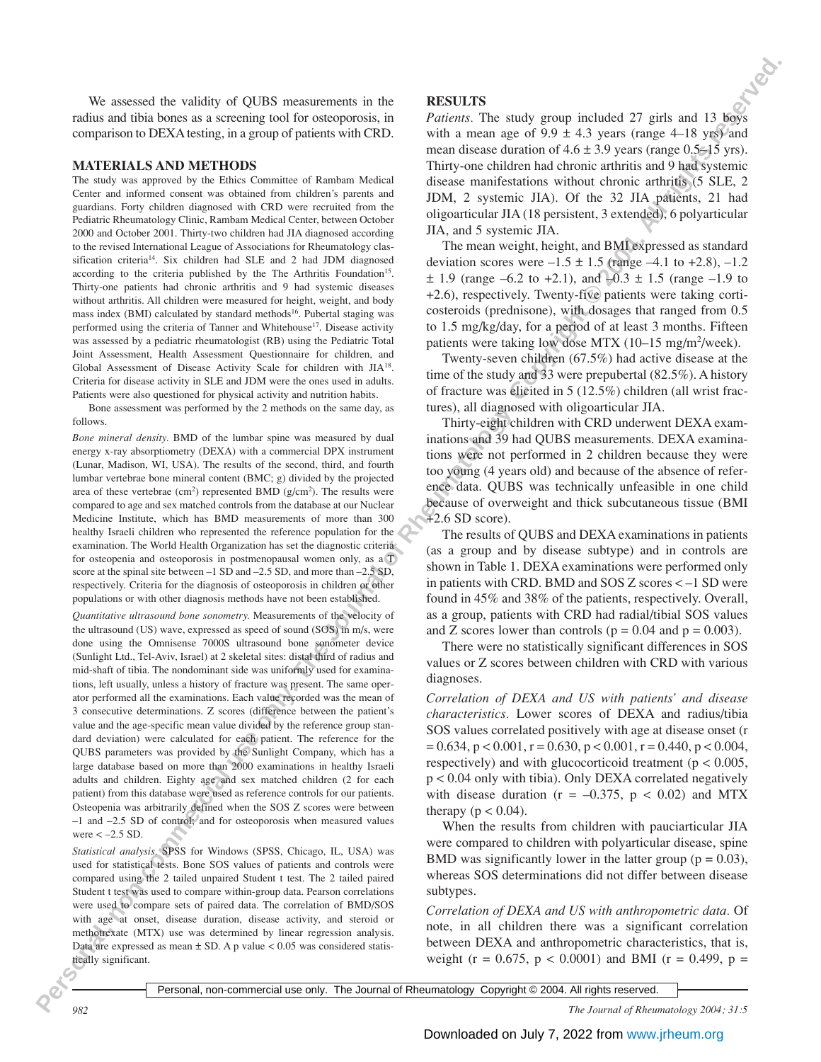We assessed the validity of QUBS measurements in the radius and tibia bones as a screening tool for osteoporosis, in comparison to DEXA testing, in a group of patients with CRD.

## MATERIALS AND METHODS

The study was approved by the Ethics Committee of Rambam Medical Center and informed consent was obtained from children's parents and guardians. Forty children diagnosed with CRD were recruited from the Pediatric Rheumatology Clinic, Rambam Medical Center, between October 2000 and October 2001. Thirty-two children had JIA diagnosed according to the revised International League of Associations for Rheumatology classification criteria[14]. Six children had SLE and 2 had JDM diagnosed according to the criteria published by the The Arthritis Foundation[15]. Thirty-one patients had chronic arthritis and 9 had systemic diseases without arthritis. All children were measured for height, weight, and body mass index (BMI) calculated by standard methods[16]. Pubertal staging was performed using the criteria of Tanner and Whitehouse[17]. Disease activity was assessed by a pediatric rheumatologist (RB) using the Pediatric Total Joint Assessment, Health Assessment Questionnaire for children, and Global Assessment of Disease Activity Scale for children with JIA[18]. Criteria for disease activity in SLE and JDM were the ones used in adults. Patients were also questioned for physical activity and nutrition habits.

Bone assessment was performed by the 2 methods on the same day, as follows.

*Bone mineral density.* BMD of the lumbar spine was measured by dual energy x-ray absorptiometry (DEXA) with a commercial DPX instrument (Lunar, Madison, WI, USA). The results of the second, third, and fourth lumbar vertebrae bone mineral content (BMC; g) divided by the projected area of these vertebrae ($cm^2$) represented BMD ($g/cm^2$). The results were compared to age and sex matched controls from the database at our Nuclear Medicine Institute, which has BMD measurements of more than 300 healthy Israeli children who represented the reference population for the examination. The World Health Organization has set the diagnostic criteria for osteopenia and osteoporosis in postmenopausal women only, as a T score at the spinal site between –1 SD and –2.5 SD, and more than –2.5 SD, respectively. Criteria for the diagnosis of osteoporosis in children or other populations or with other diagnosis methods have not been established.

*Quantitative ultrasound bone sonometry.* Measurements of the velocity of the ultrasound (US) wave, expressed as speed of sound (SOS) in m/s, were done using the Omnisense 7000S ultrasound bone sonometer device (Sunlight Ltd., Tel-Aviv, Israel) at 2 skeletal sites: distal third of radius and mid-shaft of tibia. The nondominant side was uniformly used for examinations, left usually, unless a history of fracture was present. The same operator performed all the examinations. Each value recorded was the mean of 3 consecutive determinations. Z scores (difference between the patient's value and the age-specific mean value divided by the reference group standard deviation) were calculated for each patient. The reference for the QUBS parameters was provided by the Sunlight Company, which has a large database based on more than 2000 examinations in healthy Israeli adults and children. Eighty age and sex matched children (2 for each patient) from this database were used as reference controls for our patients. Osteopenia was arbitrarily defined when the SOS Z scores were between –1 and –2.5 SD of control, and for osteoporosis when measured values were < –2.5 SD.

*Statistical analysis.* SPSS for Windows (SPSS, Chicago, IL, USA) was used for statistical tests. Bone SOS values of patients and controls were compared using the 2 tailed unpaired Student t test. The 2 tailed paired Student t test was used to compare within-group data. Pearson correlations were used to compare sets of paired data. The correlation of BMD/SOS with age at onset, disease duration, disease activity, and steroid or methotrexate (MTX) use was determined by linear regression analysis. Data are expressed as mean ± SD. A p value < 0.05 was considered statistically significant.

## RESULTS

*Patients.* The study group included 27 girls and 13 boys with a mean age of 9.9 ± 4.3 years (range 4–18 yrs) and mean disease duration of 4.6 ± 3.9 years (range 0.5–15 yrs). Thirty-one children had chronic arthritis and 9 had systemic disease manifestations without chronic arthritis (5 SLE, 2 JDM, 2 systemic JIA). Of the 32 JIA patients, 21 had oligoarticular JIA (18 persistent, 3 extended), 6 polyarticular JIA, and 5 systemic JIA.

The mean weight, height, and BMI expressed as standard deviation scores were –1.5 ± 1.5 (range –4.1 to +2.8), –1.2 ± 1.9 (range –6.2 to +2.1), and –0.3 ± 1.5 (range –1.9 to +2.6), respectively. Twenty-five patients were taking corticosteroids (prednisone), with dosages that ranged from 0.5 to 1.5 mg/kg/day, for a period of at least 3 months. Fifteen patients were taking low dose MTX (10–15 mg/$m^2$/week).

Twenty-seven children (67.5%) had active disease at the time of the study and 33 were prepubertal (82.5%). A history of fracture was elicited in 5 (12.5%) children (all wrist fractures), all diagnosed with oligoarticular JIA.

Thirty-eight children with CRD underwent DEXA examinations and 39 had QUBS measurements. DEXA examinations were not performed in 2 children because they were too young (4 years old) and because of the absence of reference data. QUBS was technically unfeasible in one child because of overweight and thick subcutaneous tissue (BMI +2.6 SD score).

The results of QUBS and DEXA examinations in patients (as a group and by disease subtype) and in controls are shown in Table 1. DEXA examinations were performed only in patients with CRD. BMD and SOS Z scores < –1 SD were found in 45% and 38% of the patients, respectively. Overall, as a group, patients with CRD had radial/tibial SOS values and Z scores lower than controls ($p = 0.04$ and $p = 0.003$).

There were no statistically significant differences in SOS values or Z scores between children with CRD with various diagnoses.

*Correlation of DEXA and US with patients' and disease characteristics.* Lower scores of DEXA and radius/tibia SOS values correlated positively with age at disease onset ($r = 0.634$, $p < 0.001$, $r = 0.630$, $p < 0.001$, $r = 0.440$, $p < 0.004$, respectively) and with glucocorticoid treatment ($p < 0.005$, $p < 0.04$ only with tibia). Only DEXA correlated negatively with disease duration ($r = –0.375$, $p < 0.02$) and MTX therapy ($p < 0.04$).

When the results from children with pauciarticular JIA were compared to children with polyarticular disease, spine BMD was significantly lower in the latter group ($p = 0.03$), whereas SOS determinations did not differ between disease subtypes.

*Correlation of DEXA and US with anthropometric data.* Of note, in all children there was a significant correlation between DEXA and anthropometric characteristics, that is, weight ($r = 0.675$, $p < 0.0001$) and BMI ($r = 0.499$, $p =$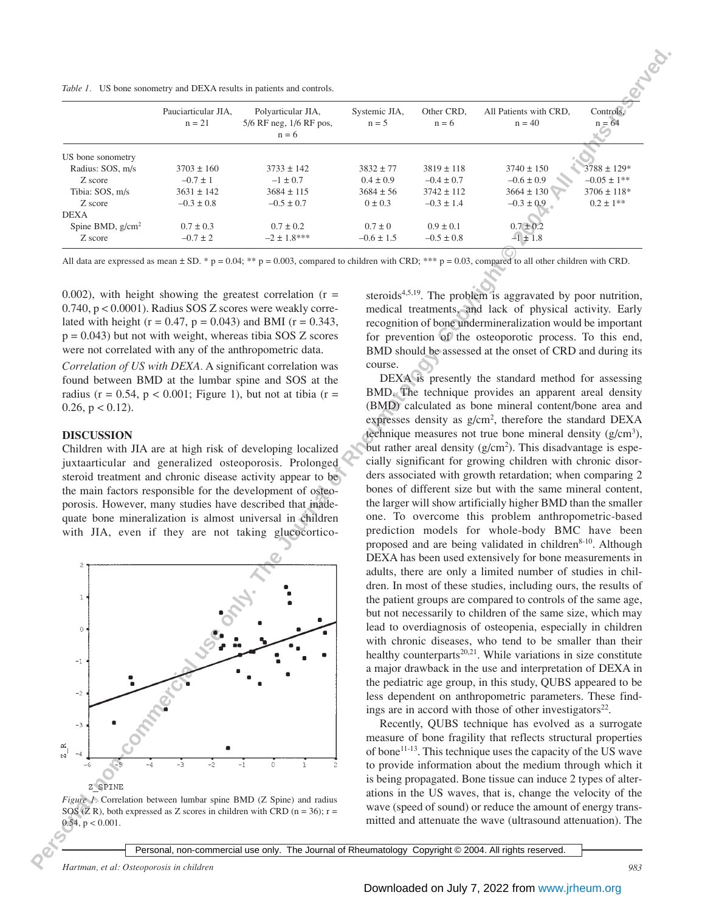*Table 1.* US bone sonometry and DEXA results in patients and controls.

| | Pauciarticular JIA, n = 21 | Polyarticular JIA, 5/6 RF neg, 1/6 RF pos, n = 6 | Systemic JIA, n = 5 | Other CRD, n = 6 | All Patients with CRD, n = 40 | Controls, n = 64 |
|---|---|---|---|---|---|---|
| US bone sonometry | | | | | | |
| Radius: SOS, m/s | 3703 ± 160 | 3733 ± 142 | 3832 ± 77 | 3819 ± 118 | 3740 ± 150 | 3788 ± 129* |
| Z score | –0.7 ± 1 | –1 ± 0.7 | 0.4 ± 0.9 | –0.4 ± 0.7 | –0.6 ± 0.9 | –0.05 ± 1** |
| Tibia: SOS, m/s | 3631 ± 142 | 3684 ± 115 | 3684 ± 56 | 3742 ± 112 | 3664 ± 130 | 3706 ± 118* |
| Z score | –0.3 ± 0.8 | –0.5 ± 0.7 | 0 ± 0.3 | –0.3 ± 1.4 | –0.3 ± 0.9 | 0.2 ± 1** |
| DEXA | | | | | | |
| Spine BMD, g/cm$^2$ | 0.7 ± 0.3 | 0.7 ± 0.2 | 0.7 ± 0 | 0.9 ± 0.1 | 0.7 ± 0.2 | |
| Z score | –0.7 ± 2 | –2 ± 1.8*** | –0.6 ± 1.5 | –0.5 ± 0.8 | –1 ± 1.8 | |

All data are expressed as mean ± SD. * p = 0.04; ** p = 0.003, compared to children with CRD; *** p = 0.03, compared to all other children with CRD.

0.002), with height showing the greatest correlation ($r = 0.740$, $p < 0.0001$). Radius SOS Z scores were weakly correlated with height ($r = 0.47$, $p = 0.043$) and BMI ($r = 0.343$, $p = 0.043$) but not with weight, whereas tibia SOS Z scores were not correlated with any of the anthropometric data.

*Correlation of US with DEXA.* A significant correlation was found between BMD at the lumbar spine and SOS at the radius ($r = 0.54$, $p < 0.001$; Figure 1), but not at tibia ($r = 0.26$, $p < 0.12$).

## DISCUSSION

Children with JIA are at high risk of developing localized juxtaarticular and generalized osteoporosis. Prolonged steroid treatment and chronic disease activity appear to be the main factors responsible for the development of osteoporosis. However, many studies have described that inadequate bone mineralization is almost universal in children with JIA, even if they are not taking glucocorticosteroids[4,5,19]. The problem is aggravated by poor nutrition, medical treatments, and lack of physical activity. Early recognition of bone undermineralization would be important for prevention of the osteoporotic process. To this end, BMD should be assessed at the onset of CRD and during its course.

Z_R

2
1
0
-1
-2
-3
-4

-6 -5 -4 -3 -2 -1 0 1 2

Z_SPINE

*Figure 1.* Correlation between lumbar spine BMD (Z Spine) and radius SOS (Z R), both expressed as Z scores in children with CRD (n = 36); r = 0.54, p < 0.001.

DEXA is presently the standard method for assessing BMD. The technique provides an apparent areal density (BMD) calculated as bone mineral content/bone area and expresses density as g/cm$^2$, therefore the standard DEXA technique measures not true bone mineral density (g/cm$^3$), but rather areal density (g/cm$^2$). This disadvantage is especially significant for growing children with chronic disorders associated with growth retardation; when comparing 2 bones of different size but with the same mineral content, the larger will show artificially higher BMD than the smaller one. To overcome this problem anthropometric-based prediction models for whole-body BMC have been proposed and are being validated in children[8-10]. Although DEXA has been used extensively for bone measurements in adults, there are only a limited number of studies in children. In most of these studies, including ours, the results of the patient groups are compared to controls of the same age, but not necessarily to children of the same size, which may lead to overdiagnosis of osteopenia, especially in children with chronic diseases, who tend to be smaller than their healthy counterparts[20,21]. While variations in size constitute a major drawback in the use and interpretation of DEXA in the pediatric age group, in this study, QUBS appeared to be less dependent on anthropometric parameters. These findings are in accord with those of other investigators[22].

Recently, QUBS technique has evolved as a surrogate measure of bone fragility that reflects structural properties of bone[11-13]. This technique uses the capacity of the US wave to provide information about the medium through which it is being propagated. Bone tissue can induce 2 types of alterations in the US waves, that is, change the velocity of the wave (speed of sound) or reduce the amount of energy transmitted and attenuate the wave (ultrasound attenuation). The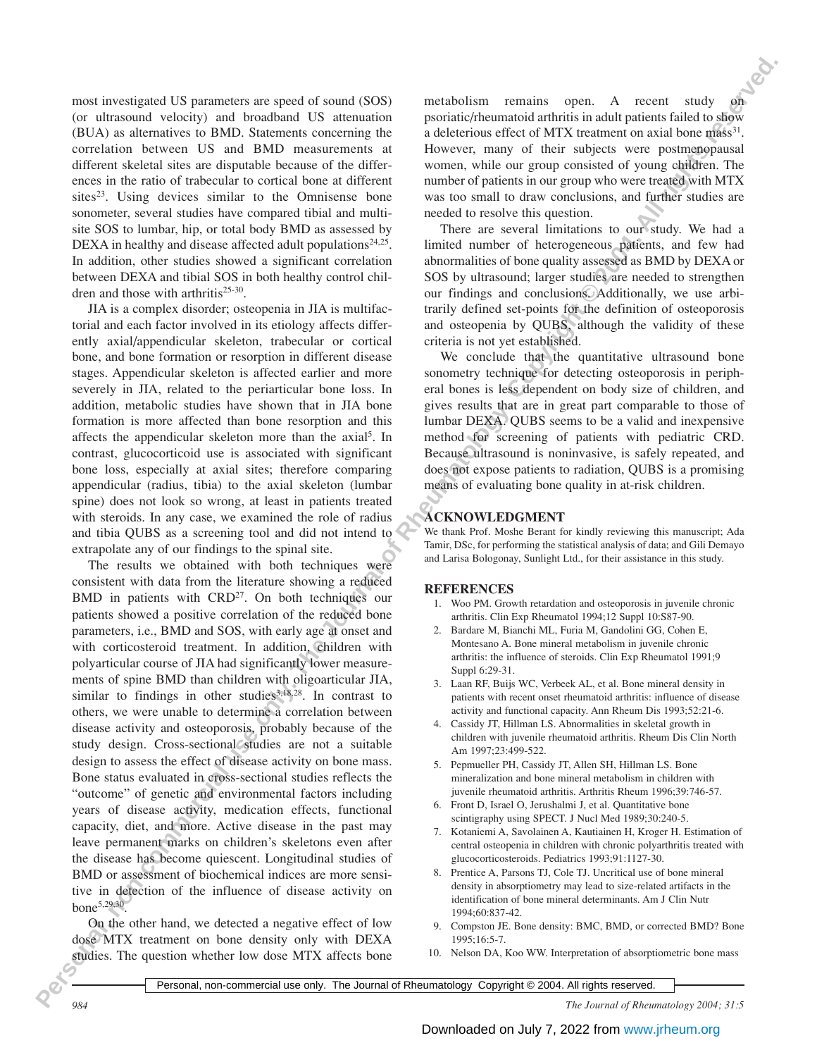most investigated US parameters are speed of sound (SOS) (or ultrasound velocity) and broadband US attenuation (BUA) as alternatives to BMD. Statements concerning the correlation between US and BMD measurements at different skeletal sites are disputable because of the differences in the ratio of trabecular to cortical bone at different sites[23]. Using devices similar to the Omnisense bone sonometer, several studies have compared tibial and multisite SOS to lumbar, hip, or total body BMD as assessed by DEXA in healthy and disease affected adult populations[24,25]. In addition, other studies showed a significant correlation between DEXA and tibial SOS in both healthy control children and those with arthritis[25-30].

JIA is a complex disorder; osteopenia in JIA is multifactorial and each factor involved in its etiology affects differently axial/appendicular skeleton, trabecular or cortical bone, and bone formation or resorption in different disease stages. Appendicular skeleton is affected earlier and more severely in JIA, related to the periarticular bone loss. In addition, metabolic studies have shown that in JIA bone formation is more affected than bone resorption and this affects the appendicular skeleton more than the axial[5]. In contrast, glucocorticoid use is associated with significant bone loss, especially at axial sites; therefore comparing appendicular (radius, tibia) to the axial skeleton (lumbar spine) does not look so wrong, at least in patients treated with steroids. In any case, we examined the role of radius and tibia QUBS as a screening tool and did not intend to extrapolate any of our findings to the spinal site.

The results we obtained with both techniques were consistent with data from the literature showing a reduced BMD in patients with CRD[27]. On both techniques our patients showed a positive correlation of the reduced bone parameters, i.e., BMD and SOS, with early age at onset and with corticosteroid treatment. In addition, children with polyarticular course of JIA had significantly lower measurements of spine BMD than children with oligoarticular JIA, similar to findings in other studies[3,18,28]. In contrast to others, we were unable to determine a correlation between disease activity and osteoporosis, probably because of the study design. Cross-sectional studies are not a suitable design to assess the effect of disease activity on bone mass. Bone status evaluated in cross-sectional studies reflects the "outcome" of genetic and environmental factors including years of disease activity, medication effects, functional capacity, diet, and more. Active disease in the past may leave permanent marks on children's skeletons even after the disease has become quiescent. Longitudinal studies of BMD or assessment of biochemical indices are more sensitive in detection of the influence of disease activity on bone[5,29,30].

On the other hand, we detected a negative effect of low dose MTX treatment on bone density only with DEXA studies. The question whether low dose MTX affects bone metabolism remains open. A recent study on psoriatic/rheumatoid arthritis in adult patients failed to show a deleterious effect of MTX treatment on axial bone mass[31]. However, many of their subjects were postmenopausal women, while our group consisted of young children. The number of patients in our group who were treated with MTX was too small to draw conclusions, and further studies are needed to resolve this question.

There are several limitations to our study. We had a limited number of heterogeneous patients, and few had abnormalities of bone quality assessed as BMD by DEXA or SOS by ultrasound; larger studies are needed to strengthen our findings and conclusions. Additionally, we use arbitrarily defined set-points for the definition of osteoporosis and osteopenia by QUBS, although the validity of these criteria is not yet established.

We conclude that the quantitative ultrasound bone sonometry technique for detecting osteoporosis in peripheral bones is less dependent on body size of children, and gives results that are in great part comparable to those of lumbar DEXA. QUBS seems to be a valid and inexpensive method for screening of patients with pediatric CRD. Because ultrasound is noninvasive, is safely repeated, and does not expose patients to radiation, QUBS is a promising means of evaluating bone quality in at-risk children.

## ACKNOWLEDGMENT

We thank Prof. Moshe Berant for kindly reviewing this manuscript; Ada Tamir, DSc, for performing the statistical analysis of data; and Gili Demayo and Larisa Bologonay, Sunlight Ltd., for their assistance in this study.

## REFERENCES

1. Woo PM. Growth retardation and osteoporosis in juvenile chronic arthritis. Clin Exp Rheumatol 1994;12 Suppl 10:S87-90.
2. Bardare M, Bianchi ML, Furia M, Gandolini GG, Cohen E, Montesano A. Bone mineral metabolism in juvenile chronic arthritis: the influence of steroids. Clin Exp Rheumatol 1991;9 Suppl 6:29-31.
3. Laan RF, Buijs WC, Verbeek AL, et al. Bone mineral density in patients with recent onset rheumatoid arthritis: influence of disease activity and functional capacity. Ann Rheum Dis 1993;52:21-6.
4. Cassidy JT, Hillman LS. Abnormalities in skeletal growth in children with juvenile rheumatoid arthritis. Rheum Dis Clin North Am 1997;23:499-522.
5. Pepmueller PH, Cassidy JT, Allen SH, Hillman LS. Bone mineralization and bone mineral metabolism in children with juvenile rheumatoid arthritis. Arthritis Rheum 1996;39:746-57.
6. Front D, Israel O, Jerushalmi J, et al. Quantitative bone scintigraphy using SPECT. J Nucl Med 1989;30:240-5.
7. Kotaniemi A, Savolainen A, Kautiainen H, Kroger H. Estimation of central osteopenia in children with chronic polyarthritis treated with glucocorticosteroids. Pediatrics 1993;91:1127-30.
8. Prentice A, Parsons TJ, Cole TJ. Uncritical use of bone mineral density in absorptiometry may lead to size-related artifacts in the identification of bone mineral determinants. Am J Clin Nutr 1994;60:837-42.
9. Compston JE. Bone density: BMC, BMD, or corrected BMD? Bone 1995;16:5-7.
10. Nelson DA, Koo WW. Interpretation of absorptiometric bone mass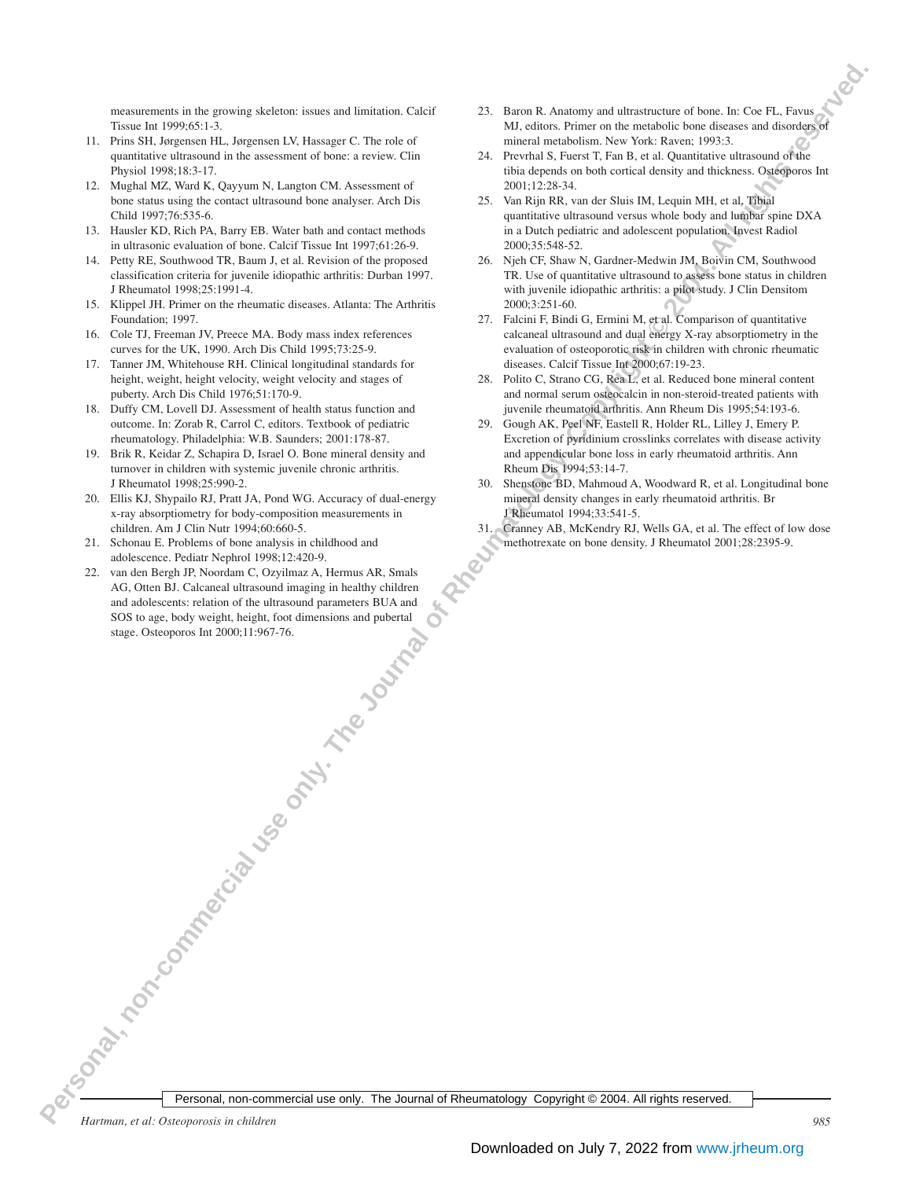measurements in the growing skeleton: issues and limitation. Calcif Tissue Int 1999;65:1-3.

11. Prins SH, Jørgensen HL, Jørgensen LV, Hassager C. The role of quantitative ultrasound in the assessment of bone: a review. Clin Physiol 1998;18:3-17.
12. Mughal MZ, Ward K, Qayyum N, Langton CM. Assessment of bone status using the contact ultrasound bone analyser. Arch Dis Child 1997;76:535-6.
13. Hausler KD, Rich PA, Barry EB. Water bath and contact methods in ultrasonic evaluation of bone. Calcif Tissue Int 1997;61:26-9.
14. Petty RE, Southwood TR, Baum J, et al. Revision of the proposed classification criteria for juvenile idiopathic arthritis: Durban 1997. J Rheumatol 1998;25:1991-4.
15. Klippel JH. Primer on the rheumatic diseases. Atlanta: The Arthritis Foundation; 1997.
16. Cole TJ, Freeman JV, Preece MA. Body mass index references curves for the UK, 1990. Arch Dis Child 1995;73:25-9.
17. Tanner JM, Whitehouse RH. Clinical longitudinal standards for height, weight, height velocity, weight velocity and stages of puberty. Arch Dis Child 1976;51:170-9.
18. Duffy CM, Lovell DJ. Assessment of health status function and outcome. In: Zorab R, Carrol C, editors. Textbook of pediatric rheumatology. Philadelphia: W.B. Saunders; 2001:178-87.
19. Brik R, Keidar Z, Schapira D, Israel O. Bone mineral density and turnover in children with systemic juvenile chronic arthritis. J Rheumatol 1998;25:990-2.
20. Ellis KJ, Shypailo RJ, Pratt JA, Pond WG. Accuracy of dual-energy x-ray absorptiometry for body-composition measurements in children. Am J Clin Nutr 1994;60:660-5.
21. Schonau E. Problems of bone analysis in childhood and adolescence. Pediatr Nephrol 1998;12:420-9.
22. van den Bergh JP, Noordam C, Ozyilmaz A, Hermus AR, Smals AG, Otten BJ. Calcaneal ultrasound imaging in healthy children and adolescents: relation of the ultrasound parameters BUA and SOS to age, body weight, height, foot dimensions and pubertal stage. Osteoporos Int 2000;11:967-76.
23. Baron R. Anatomy and ultrastructure of bone. In: Coe FL, Favus MJ, editors. Primer on the metabolic bone diseases and disorders of mineral metabolism. New York: Raven; 1993:3.
24. Prevrhal S, Fuerst T, Fan B, et al. Quantitative ultrasound of the tibia depends on both cortical density and thickness. Osteoporos Int 2001;12:28-34.
25. Van Rijn RR, van der Sluis IM, Lequin MH, et al. Tibial quantitative ultrasound versus whole body and lumbar spine DXA in a Dutch pediatric and adolescent population. Invest Radiol 2000;35:548-52.
26. Njeh CF, Shaw N, Gardner-Medwin JM, Boivin CM, Southwood TR. Use of quantitative ultrasound to assess bone status in children with juvenile idiopathic arthritis: a pilot study. J Clin Densitom 2000;3:251-60.
27. Falcini F, Bindi G, Ermini M, et al. Comparison of quantitative calcaneal ultrasound and dual energy X-ray absorptiometry in the evaluation of osteoporotic risk in children with chronic rheumatic diseases. Calcif Tissue Int 2000;67:19-23.
28. Polito C, Strano CG, Rea L, et al. Reduced bone mineral content and normal serum osteocalcin in non-steroid-treated patients with juvenile rheumatoid arthritis. Ann Rheum Dis 1995;54:193-6.
29. Gough AK, Peel NF, Eastell R, Holder RL, Lilley J, Emery P. Excretion of pyridinium crosslinks correlates with disease activity and appendicular bone loss in early rheumatoid arthritis. Ann Rheum Dis 1994;53:14-7.
30. Shenstone BD, Mahmoud A, Woodward R, et al. Longitudinal bone mineral density changes in early rheumatoid arthritis. Br J Rheumatol 1994;33:541-5.
31. Cranney AB, McKendry RJ, Wells GA, et al. The effect of low dose methotrexate on bone density. J Rheumatol 2001;28:2395-9.